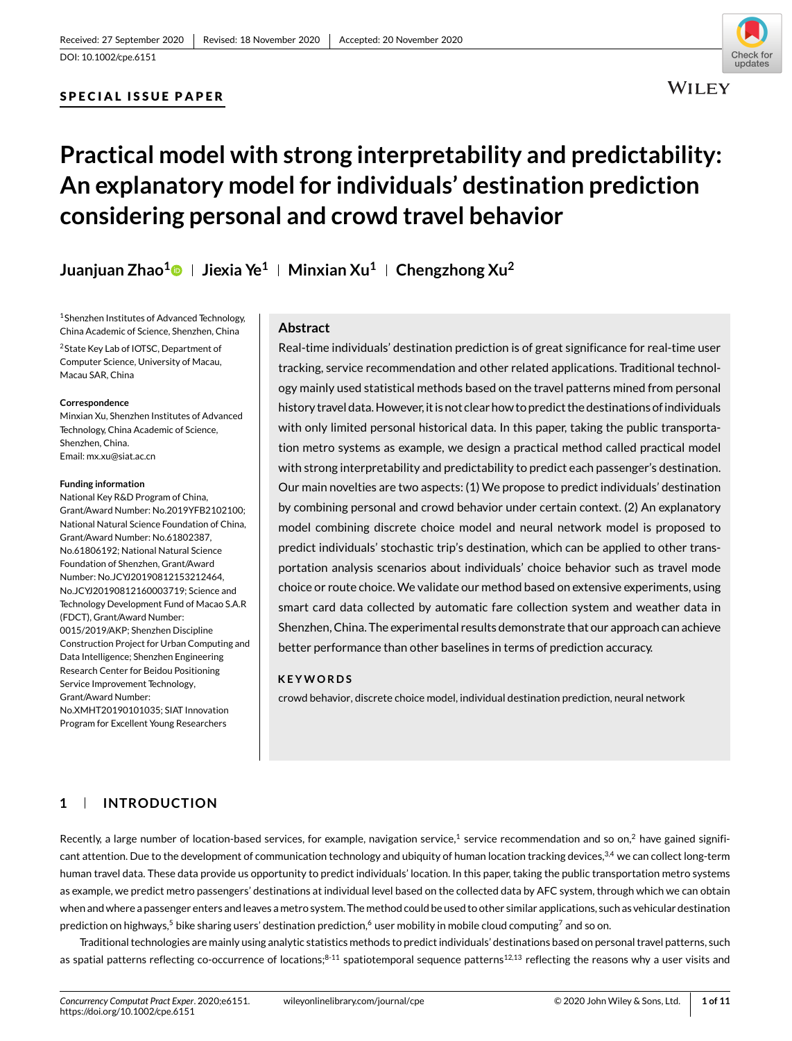Received: 27 September 2020 | Revised: 18 November 2020 | Accepted: 20 November 2020

DOI: 10.1002/cpe.6151

**SPECIAL ISSUE PAPER**

# Practical model with strong interpretability and predictability: An explanatory model for individuals' destination prediction considering personal and crowd travel behavior

**Juanjuan Zhao[1]** | **Jiexia Ye[1]** | **Minxian Xu[1]** | **Chengzhong Xu[2]**

[1]Shenzhen Institutes of Advanced Technology, China Academic of Science, Shenzhen, China

[2]State Key Lab of IOTSC, Department of Computer Science, University of Macau, Macau SAR, China

**Correspondence**
Minxian Xu, Shenzhen Institutes of Advanced Technology, China Academic of Science, Shenzhen, China.
Email: mx.xu@siat.ac.cn

**Funding information**
National Key R&D Program of China, Grant/Award Number: No.2019YFB2102100; National Natural Science Foundation of China, Grant/Award Number: No.61802387, No.61806192; National Natural Science Foundation of Shenzhen, Grant/Award Number: No.JCYJ20190812153212464, No.JCYJ20190812160003719; Science and Technology Development Fund of Macao S.A.R (FDCT), Grant/Award Number: 0015/2019/AKP; Shenzhen Discipline Construction Project for Urban Computing and Data Intelligence; Shenzhen Engineering Research Center for Beidou Positioning Service Improvement Technology, Grant/Award Number: No.XMHT20190101035; SIAT Innovation Program for Excellent Young Researchers

## Abstract

Real-time individuals' destination prediction is of great significance for real-time user tracking, service recommendation and other related applications. Traditional technology mainly used statistical methods based on the travel patterns mined from personal history travel data. However, it is not clear how to predict the destinations of individuals with only limited personal historical data. In this paper, taking the public transportation metro systems as example, we design a practical method called practical model with strong interpretability and predictability to predict each passenger's destination. Our main novelties are two aspects: (1) We propose to predict individuals' destination by combining personal and crowd behavior under certain context. (2) An explanatory model combining discrete choice model and neural network model is proposed to predict individuals' stochastic trip's destination, which can be applied to other transportation analysis scenarios about individuals' choice behavior such as travel mode choice or route choice. We validate our method based on extensive experiments, using smart card data collected by automatic fare collection system and weather data in Shenzhen, China. The experimental results demonstrate that our approach can achieve better performance than other baselines in terms of prediction accuracy.

**KEYWORDS**

crowd behavior, discrete choice model, individual destination prediction, neural network

## 1 | INTRODUCTION

Recently, a large number of location-based services, for example, navigation service,[1] service recommendation and so on,[2] have gained significant attention. Due to the development of communication technology and ubiquity of human location tracking devices,[3,4] we can collect long-term human travel data. These data provide us opportunity to predict individuals' location. In this paper, taking the public transportation metro systems as example, we predict metro passengers' destinations at individual level based on the collected data by AFC system, through which we can obtain when and where a passenger enters and leaves a metro system. The method could be used to other similar applications, such as vehicular destination prediction on highways,[5] bike sharing users' destination prediction,[6] user mobility in mobile cloud computing[7] and so on.

Traditional technologies are mainly using analytic statistics methods to predict individuals' destinations based on personal travel patterns, such as spatial patterns reflecting co-occurrence of locations;[8-11] spatiotemporal sequence patterns[12,13] reflecting the reasons why a user visits and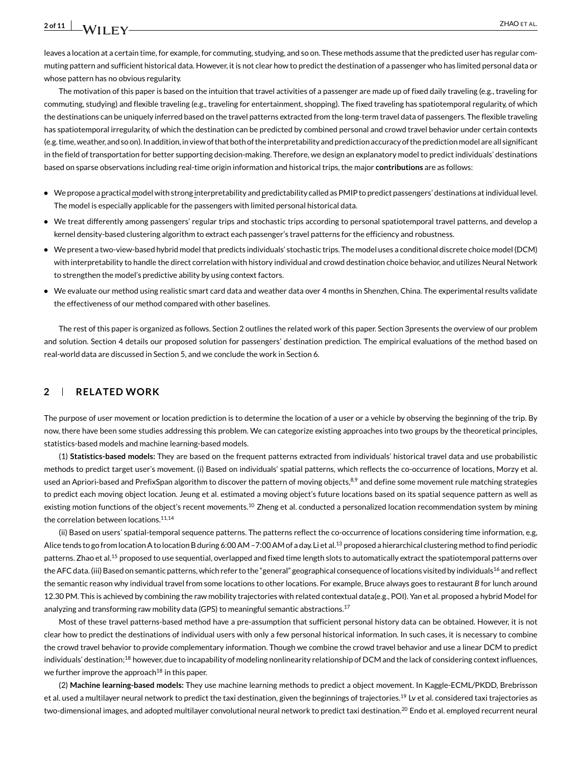leaves a location at a certain time, for example, for commuting, studying, and so on. These methods assume that the predicted user has regular commuting pattern and sufficient historical data. However, it is not clear how to predict the destination of a passenger who has limited personal data or whose pattern has no obvious regularity.

The motivation of this paper is based on the intuition that travel activities of a passenger are made up of fixed daily traveling (e.g., traveling for commuting, studying) and flexible traveling (e.g., traveling for entertainment, shopping). The fixed traveling has spatiotemporal regularity, of which the destinations can be uniquely inferred based on the travel patterns extracted from the long-term travel data of passengers. The flexible traveling has spatiotemporal irregularity, of which the destination can be predicted by combined personal and crowd travel behavior under certain contexts (e.g. time, weather, and so on). In addition, in view of that both of the interpretability and prediction accuracy of the prediction model are all significant in the field of transportation for better supporting decision-making. Therefore, we design an explanatory model to predict individuals' destinations based on sparse observations including real-time origin information and historical trips, the major **contributions** are as follows:

- We propose a practical model with strong interpretability and predictability called as PMIP to predict passengers' destinations at individual level. The model is especially applicable for the passengers with limited personal historical data.
- We treat differently among passengers' regular trips and stochastic trips according to personal spatiotemporal travel patterns, and develop a kernel density-based clustering algorithm to extract each passenger's travel patterns for the efficiency and robustness.
- We present a two-view-based hybrid model that predicts individuals' stochastic trips. The model uses a conditional discrete choice model (DCM) with interpretability to handle the direct correlation with history individual and crowd destination choice behavior, and utilizes Neural Network to strengthen the model's predictive ability by using context factors.
- We evaluate our method using realistic smart card data and weather data over 4 months in Shenzhen, China. The experimental results validate the effectiveness of our method compared with other baselines.

The rest of this paper is organized as follows. Section 2 outlines the related work of this paper. Section 3presents the overview of our problem and solution. Section 4 details our proposed solution for passengers' destination prediction. The empirical evaluations of the method based on real-world data are discussed in Section 5, and we conclude the work in Section 6.

## 2 | RELATED WORK

The purpose of user movement or location prediction is to determine the location of a user or a vehicle by observing the beginning of the trip. By now, there have been some studies addressing this problem. We can categorize existing approaches into two groups by the theoretical principles, statistics-based models and machine learning-based models.

(1) **Statistics-based models:** They are based on the frequent patterns extracted from individuals' historical travel data and use probabilistic methods to predict target user's movement. (i) Based on individuals' spatial patterns, which reflects the co-occurrence of locations, Morzy et al. used an Apriori-based and PrefixSpan algorithm to discover the pattern of moving objects,[8,9] and define some movement rule matching strategies to predict each moving object location. Jeung et al. estimated a moving object's future locations based on its spatial sequence pattern as well as existing motion functions of the object's recent movements.[10] Zheng et al. conducted a personalized location recommendation system by mining the correlation between locations.[11,14]

(ii) Based on users' spatial-temporal sequence patterns. The patterns reflect the co-occurrence of locations considering time information, e.g, Alice tends to go from location A to location B during 6:00 AM –7:00 AM of a day. Li et al.[13] proposed a hierarchical clustering method to find periodic patterns. Zhao et al.[15] proposed to use sequential, overlapped and fixed time length slots to automatically extract the spatiotemporal patterns over the AFC data. (iii) Based on semantic patterns, which refer to the "general" geographical consequence of locations visited by individuals[16] and reflect the semantic reason why individual travel from some locations to other locations. For example, Bruce always goes to restaurant *B* for lunch around 12.30 PM. This is achieved by combining the raw mobility trajectories with related contextual data(e.g., POI). Yan et al. proposed a hybrid Model for analyzing and transforming raw mobility data (GPS) to meaningful semantic abstractions.[17]

Most of these travel patterns-based method have a pre-assumption that sufficient personal history data can be obtained. However, it is not clear how to predict the destinations of individual users with only a few personal historical information. In such cases, it is necessary to combine the crowd travel behavior to provide complementary information. Though we combine the crowd travel behavior and use a linear DCM to predict individuals' destination;[18] however, due to incapability of modeling nonlinearity relationship of DCM and the lack of considering context influences, we further improve the approach[18] in this paper.

(2) **Machine learning-based models:** They use machine learning methods to predict a object movement. In Kaggle-ECML/PKDD, Brebrisson et al. used a multilayer neural network to predict the taxi destination, given the beginnings of trajectories.[19] Lv et al. considered taxi trajectories as two-dimensional images, and adopted multilayer convolutional neural network to predict taxi destination.[20] Endo et al. employed recurrent neural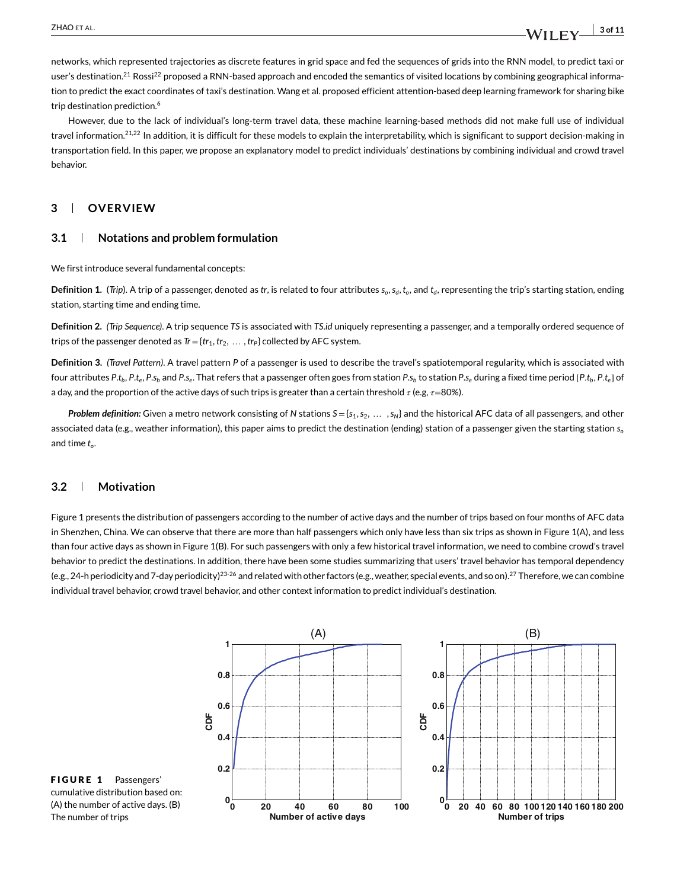networks, which represented trajectories as discrete features in grid space and fed the sequences of grids into the RNN model, to predict taxi or user's destination.[21] Rossi[22] proposed a RNN-based approach and encoded the semantics of visited locations by combining geographical information to predict the exact coordinates of taxi's destination. Wang et al. proposed efficient attention-based deep learning framework for sharing bike trip destination prediction.[6]

However, due to the lack of individual's long-term travel data, these machine learning-based methods did not make full use of individual travel information.[21,22] In addition, it is difficult for these models to explain the interpretability, which is significant to support decision-making in transportation field. In this paper, we propose an explanatory model to predict individuals' destinations by combining individual and crowd travel behavior.

## 3 | OVERVIEW

### 3.1 | Notations and problem formulation

We first introduce several fundamental concepts:

**Definition 1.** (*Trip*). A trip of a passenger, denoted as $tr$, is related to four attributes $s_o, s_d, t_o$, and $t_d$, representing the trip's starting station, ending station, starting time and ending time.

**Definition 2.** *(Trip Sequence)*. A trip sequence $TS$ is associated with $TS.id$ uniquely representing a passenger, and a temporally ordered sequence of trips of the passenger denoted as $Tr = \{tr_1, tr_2, \ldots, tr_P\}$ collected by AFC system.

**Definition 3.** *(Travel Pattern)*. A travel pattern $P$ of a passenger is used to describe the travel's spatiotemporal regularity, which is associated with four attributes $P.t_b$, $P.t_e$, $P.s_b$ and $P.s_e$. That refers that a passenger often goes from station $P.s_b$ to station $P.s_e$ during a fixed time period $[P.t_b, P.t_e]$ of a day, and the proportion of the active days of such trips is greater than a certain threshold $\tau$ (e.g, $\tau$=80%).

***Problem definition:*** Given a metro network consisting of $N$ stations $S = \{s_1, s_2, \ldots, s_N\}$ and the historical AFC data of all passengers, and other associated data (e.g., weather information), this paper aims to predict the destination (ending) station of a passenger given the starting station $s_o$ and time $t_o$.

### 3.2 | Motivation

Figure 1 presents the distribution of passengers according to the number of active days and the number of trips based on four months of AFC data in Shenzhen, China. We can observe that there are more than half passengers which only have less than six trips as shown in Figure 1(A), and less than four active days as shown in Figure 1(B). For such passengers with only a few historical travel information, we need to combine crowd's travel behavior to predict the destinations. In addition, there have been some studies summarizing that users' travel behavior has temporal dependency (e.g., 24-h periodicity and 7-day periodicity)[23-26] and related with other factors (e.g., weather, special events, and so on).[27] Therefore, we can combine individual travel behavior, crowd travel behavior, and other context information to predict individual's destination.

**FIGURE 1** Passengers' cumulative distribution based on: (A) the number of active days. (B) The number of trips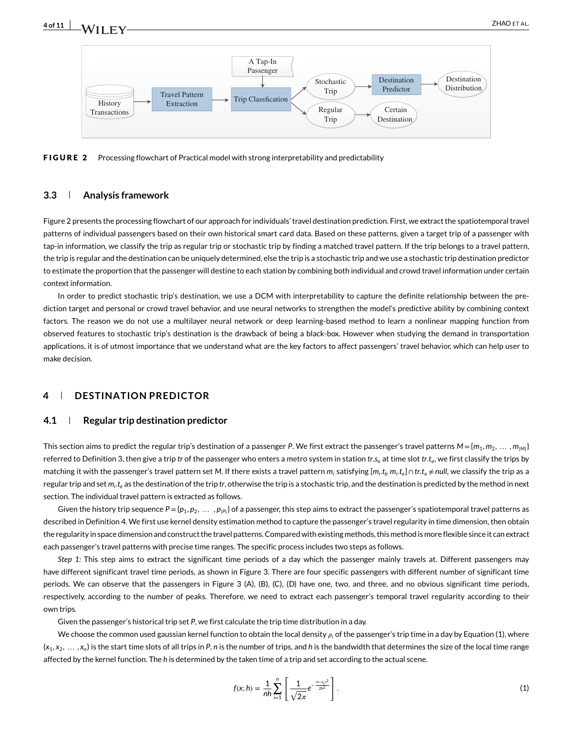**FIGURE 2** Processing flowchart of Practical model with strong interpretability and predictability

### 3.3 Analysis framework

Figure 2 presents the processing flowchart of our approach for individuals' travel destination prediction. First, we extract the spatiotemporal travel patterns of individual passengers based on their own historical smart card data. Based on these patterns, given a target trip of a passenger with tap-in information, we classify the trip as regular trip or stochastic trip by finding a matched travel pattern. If the trip belongs to a travel pattern, the trip is regular and the destination can be uniquely determined, else the trip is a stochastic trip and we use a stochastic trip destination predictor to estimate the proportion that the passenger will destine to each station by combining both individual and crowd travel information under certain context information.

In order to predict stochastic trip's destination, we use a DCM with interpretability to capture the definite relationship between the prediction target and personal or crowd travel behavior, and use neural networks to strengthen the model's predictive ability by combining context factors. The reason we do not use a multilayer neural network or deep learning-based method to learn a nonlinear mapping function from observed features to stochastic trip's destination is the drawback of being a black-box. However when studying the demand in transportation applications, it is of utmost importance that we understand what are the key factors to affect passengers' travel behavior, which can help user to make decision.

## 4 DESTINATION PREDICTOR

### 4.1 Regular trip destination predictor

This section aims to predict the regular trip's destination of a passenger $P$. We first extract the passenger's travel patterns $M=\{m_1, m_2, \dots, m_{|M|}\}$ referred to Definition 3, then give a trip $tr$ of the passenger who enters a metro system in station $tr.s_o$ at time slot $tr.t_o$, we first classify the trips by matching it with the passenger's travel pattern set $M$. If there exists a travel pattern $m_i$ satisfying $[m_i.t_b\ m_i.t_e] \cap tr.t_o \neq null$, we classify the trip as a regular trip and set $m_i.t_e$ as the destination of the trip $tr$, otherwise the trip is a stochastic trip, and the destination is predicted by the method in next section. The individual travel pattern is extracted as follows.

Given the history trip sequence $P=\{p_1, p_2, \dots, p_{|P|}\}$ of a passenger, this step aims to extract the passenger's spatiotemporal travel patterns as described in Definition 4. We first use kernel density estimation method to capture the passenger's travel regularity in time dimension, then obtain the regularity in space dimension and construct the travel patterns. Compared with existing methods, this method is more flexible since it can extract each passenger's travel patterns with precise time ranges. The specific process includes two steps as follows.

*Step 1:* This step aims to extract the significant time periods of a day which the passenger mainly travels at. Different passengers may have different significant travel time periods, as shown in Figure 3. There are four specific passengers with different number of significant time periods. We can observe that the passengers in Figure 3 (A), (B), (C), (D) have one, two, and three, and no obvious significant time periods, respectively, according to the number of peaks. Therefore, we need to extract each passenger's temporal travel regularity according to their own trips.

Given the passenger's historical trip set $P$, we first calculate the trip time distribution in a day.

We choose the common used gaussian kernel function to obtain the local density $\rho_i$ of the passenger's trip time in a day by Equation (1), where $(x_1, x_2, \dots, x_n)$ is the start time slots of all trips in $P$, $n$ is the number of trips, and $h$ is the bandwidth that determines the size of the local time range affected by the kernel function. The $h$ is determined by the taken time of a trip and set according to the actual scene.

$$f(x;h) = \frac{1}{nh}\sum_{i=1}^{n}\left[\frac{1}{\sqrt{2\pi}}e^{-\frac{(x-x_i)^2}{2h^2}}\right]. \tag{1}$$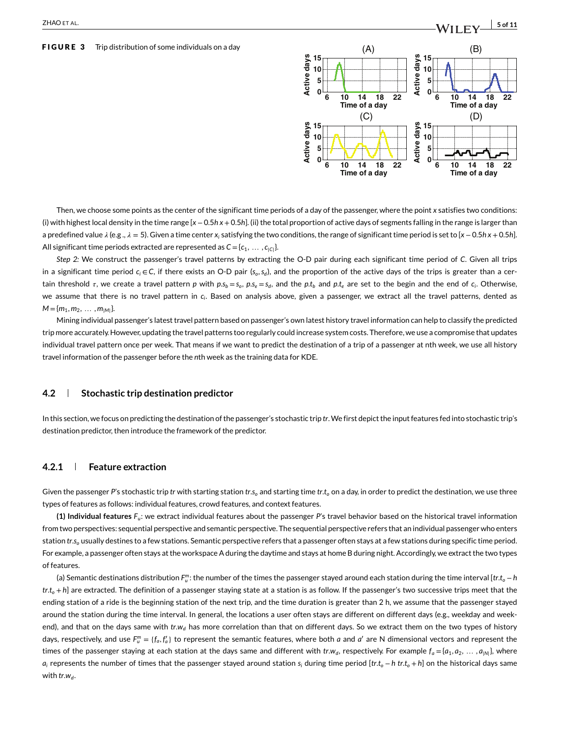**FIGURE 3** Trip distribution of some individuals on a day

Then, we choose some points as the center of the significant time periods of a day of the passenger, where the point $x$ satisfies two conditions: (i) with highest local density in the time range $[x - 0.5h\, x + 0.5h]$. (ii) the total proportion of active days of segments falling in the range is larger than a predefined value $\lambda$ (e.g., $\lambda = 5$). Given a time center $x_i$ satisfying the two conditions, the range of significant time period is set to $[x - 0.5h\, x + 0.5h]$. All significant time periods extracted are represented as $C = \{c_1, \ldots, c_{|C|}\}$.

*Step 2:* We construct the passenger's travel patterns by extracting the O-D pair during each significant time period of $C$. Given all trips in a significant time period $c_i \in C$, if there exists an O-D pair $(s_o, s_d)$, and the proportion of the active days of the trips is greater than a certain threshold $\tau$, we create a travel pattern $p$ with $p.s_b = s_o$, $p.s_e = s_d$, and the $p.t_b$ and $p.t_e$ are set to the begin and the end of $c_i$. Otherwise, we assume that there is no travel pattern in $c_i$. Based on analysis above, given a passenger, we extract all the travel patterns, dented as $M = \{m_1, m_2, \ldots, m_{|M|}\}$.

Mining individual passenger's latest travel pattern based on passenger's own latest history travel information can help to classify the predicted trip more accurately. However, updating the travel patterns too regularly could increase system costs. Therefore, we use a compromise that updates individual travel pattern once per week. That means if we want to predict the destination of a trip of a passenger at nth week, we use all history travel information of the passenger before the $n$th week as the training data for KDE.

## 4.2 Stochastic trip destination predictor

In this section, we focus on predicting the destination of the passenger's stochastic trip $tr$. We first depict the input features fed into stochastic trip's destination predictor, then introduce the framework of the predictor.

### 4.2.1 Feature extraction

Given the passenger $P$'s stochastic trip $tr$ with starting station $tr.s_o$ and starting time $tr.t_o$ on a day, in order to predict the destination, we use three types of features as follows: individual features, crowd features, and context features.

**(1) Individual features $F_u$:** we extract individual features about the passenger $P$'s travel behavior based on the historical travel information from two perspectives: sequential perspective and semantic perspective. The sequential perspective refers that an individual passenger who enters station $tr.s_o$ usually destines to a few stations. Semantic perspective refers that a passenger often stays at a few stations during specific time period. For example, a passenger often stays at the workspace A during the daytime and stays at home B during night. Accordingly, we extract the two types of features.

(a) Semantic destinations distribution $F_u^m$: the number of the times the passenger stayed around each station during the time interval $[tr.t_o - h\; tr.t_o + h]$ are extracted. The definition of a passenger staying state at a station is as follow. If the passenger's two successive trips meet that the ending station of a ride is the beginning station of the next trip, and the time duration is greater than 2 h, we assume that the passenger stayed around the station during the time interval. In general, the locations a user often stays are different on different days (e.g., weekday and weekend), and that on the days same with $tr.w_d$ has more correlation than that on different days. So we extract them on the two types of history days, respectively, and use $F_u^m = \{f_a, f_a'\}$ to represent the semantic features, where both $a$ and $a'$ are N dimensional vectors and represent the times of the passenger staying at each station at the days same and different with $tr.w_d$, respectively. For example $f_a = \{a_1, a_2, \ldots, a_{|N|}\}$, where $a_i$ represents the number of times that the passenger stayed around station $s_i$ during time period $[tr.t_o - h\; tr.t_o + h]$ on the historical days same with $tr.w_d$.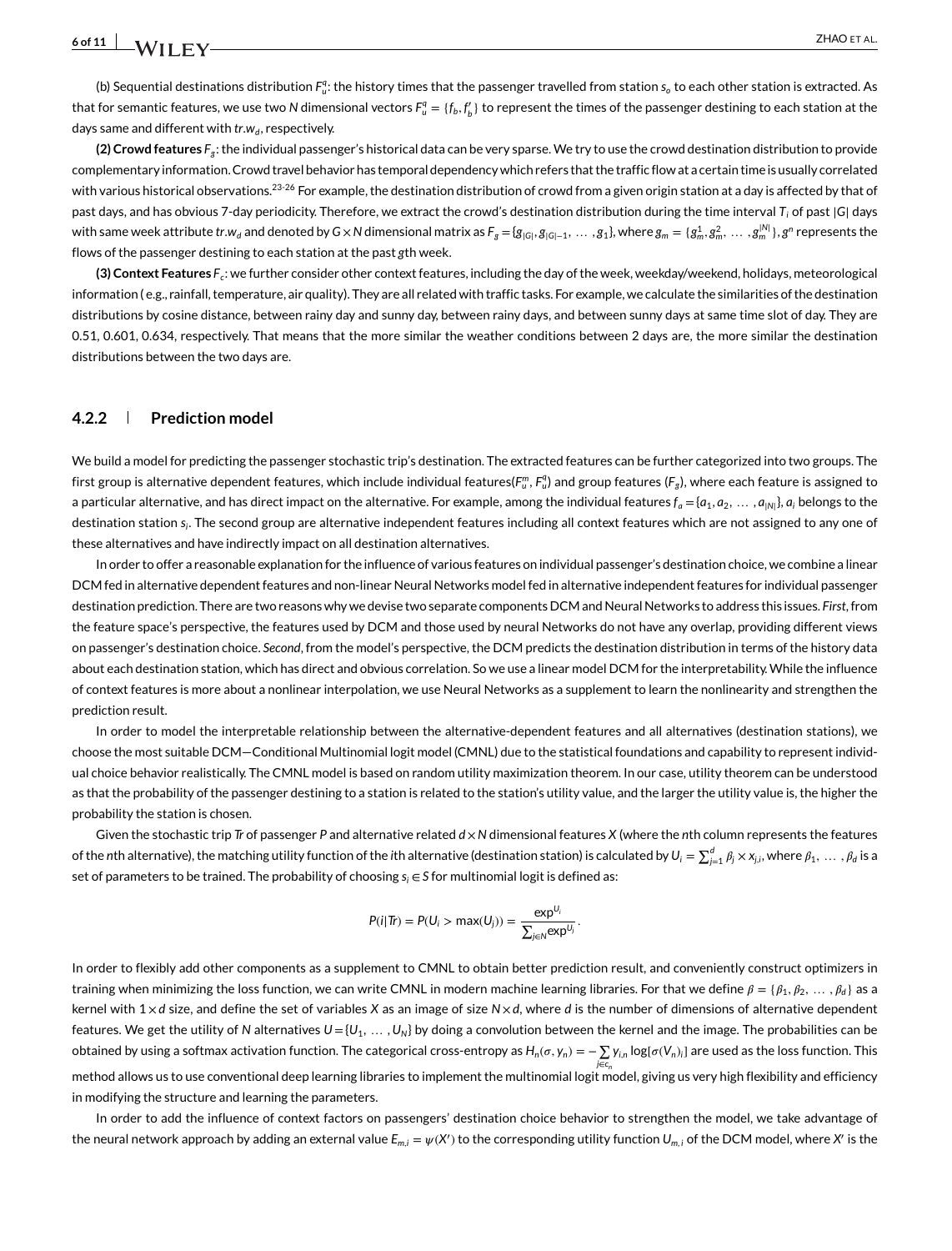(b) Sequential destinations distribution $F_u^q$: the history times that the passenger travelled from station $s_o$ to each other station is extracted. As that for semantic features, we use two $N$ dimensional vectors $F_u^q = \{f_b, f_b'\}$ to represent the times of the passenger destining to each station at the days same and different with $tr.w_d$, respectively.

**(2) Crowd features** $F_g$: the individual passenger's historical data can be very sparse. We try to use the crowd destination distribution to provide complementary information. Crowd travel behavior has temporal dependency which refers that the traffic flow at a certain time is usually correlated with various historical observations.[23-26] For example, the destination distribution of crowd from a given origin station at a day is affected by that of past days, and has obvious 7-day periodicity. Therefore, we extract the crowd's destination distribution during the time interval $T_i$ of past $|G|$ days with same week attribute $tr.w_d$ and denoted by $G \times N$ dimensional matrix as $F_g = \{g_{|G|}, g_{|G|-1}, \ldots, g_1\}$, where $g_m = \{g_m^1, g_m^2, \ldots, g_m^{|N|}\}$, $g^n$ represents the flows of the passenger destining to each station at the past $g$th week.

**(3) Context Features** $F_c$: we further consider other context features, including the day of the week, weekday/weekend, holidays, meteorological information ( e.g., rainfall, temperature, air quality). They are all related with traffic tasks. For example, we calculate the similarities of the destination distributions by cosine distance, between rainy day and sunny day, between rainy days, and between sunny days at same time slot of day. They are 0.51, 0.601, 0.634, respectively. That means that the more similar the weather conditions between 2 days are, the more similar the destination distributions between the two days are.

### 4.2.2 Prediction model

We build a model for predicting the passenger stochastic trip's destination. The extracted features can be further categorized into two groups. The first group is alternative dependent features, which include individual features($F_u^m$, $F_u^q$) and group features ($F_g$), where each feature is assigned to a particular alternative, and has direct impact on the alternative. For example, among the individual features $f_a = \{a_1, a_2, \ldots, a_{|N|}\}$, $a_i$ belongs to the destination station $s_i$. The second group are alternative independent features including all context features which are not assigned to any one of these alternatives and have indirectly impact on all destination alternatives.

In order to offer a reasonable explanation for the influence of various features on individual passenger's destination choice, we combine a linear DCM fed in alternative dependent features and non-linear Neural Networks model fed in alternative independent features for individual passenger destination prediction. There are two reasons why we devise two separate components DCM and Neural Networks to address this issues. *First*, from the feature space's perspective, the features used by DCM and those used by neural Networks do not have any overlap, providing different views on passenger's destination choice. *Second*, from the model's perspective, the DCM predicts the destination distribution in terms of the history data about each destination station, which has direct and obvious correlation. So we use a linear model DCM for the interpretability. While the influence of context features is more about a nonlinear interpolation, we use Neural Networks as a supplement to learn the nonlinearity and strengthen the prediction result.

In order to model the interpretable relationship between the alternative-dependent features and all alternatives (destination stations), we choose the most suitable DCM—Conditional Multinomial logit model (CMNL) due to the statistical foundations and capability to represent individual choice behavior realistically. The CMNL model is based on random utility maximization theorem. In our case, utility theorem can be understood as that the probability of the passenger destining to a station is related to the station's utility value, and the larger the utility value is, the higher the probability the station is chosen.

Given the stochastic trip $Tr$ of passenger $P$ and alternative related $d \times N$ dimensional features $X$ (where the $n$th column represents the features of the $n$th alternative), the matching utility function of the $i$th alternative (destination station) is calculated by $U_i = \sum_{j=1}^{d} \beta_j \times x_{j,i}$, where $\beta_1, \ldots, \beta_d$ is a set of parameters to be trained. The probability of choosing $s_i \in S$ for multinomial logit is defined as:

$$P(i|Tr) = P(U_i > \max(U_j)) = \frac{\exp^{U_i}}{\sum_{j \in N} \exp^{U_j}}.$$

In order to flexibly add other components as a supplement to CMNL to obtain better prediction result, and conveniently construct optimizers in training when minimizing the loss function, we can write CMNL in modern machine learning libraries. For that we define $\beta = \{\beta_1, \beta_2, \ldots, \beta_d\}$ as a kernel with $1 \times d$ size, and define the set of variables $X$ as an image of size $N \times d$, where $d$ is the number of dimensions of alternative dependent features. We get the utility of $N$ alternatives $U = \{U_1, \ldots, U_N\}$ by doing a convolution between the kernel and the image. The probabilities can be obtained by using a softmax activation function. The categorical cross-entropy as $H_n(\sigma, y_n) = -\sum_{j \in c_n} y_{i,n} \log[\sigma(V_n)_i]$ are used as the loss function. This method allows us to use conventional deep learning libraries to implement the multinomial logit model, giving us very high flexibility and efficiency in modifying the structure and learning the parameters.

In order to add the influence of context factors on passengers' destination choice behavior to strengthen the model, we take advantage of the neural network approach by adding an external value $E_{m,i} = \psi(X')$ to the corresponding utility function $U_{m,i}$ of the DCM model, where $X'$ is the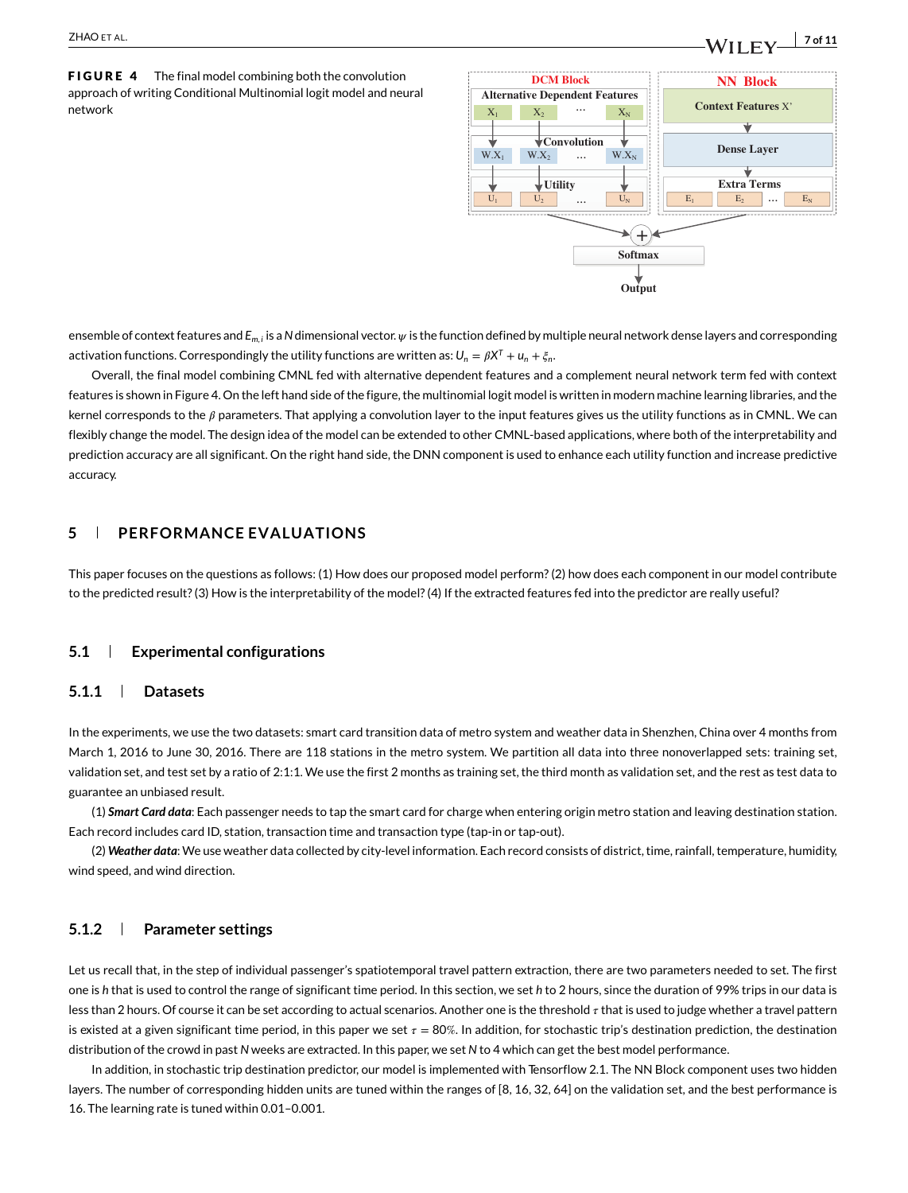**FIGURE 4** The final model combining both the convolution approach of writing Conditional Multinomial logit model and neural network

ensemble of context features and $E_{m,i}$ is a $N$ dimensional vector. $\psi$ is the function defined by multiple neural network dense layers and corresponding activation functions. Correspondingly the utility functions are written as: $U_n = \beta X^T + u_n + \xi_n$.

Overall, the final model combining CMNL fed with alternative dependent features and a complement neural network term fed with context features is shown in Figure 4. On the left hand side of the figure, the multinomial logit model is written in modern machine learning libraries, and the kernel corresponds to the $\beta$ parameters. That applying a convolution layer to the input features gives us the utility functions as in CMNL. We can flexibly change the model. The design idea of the model can be extended to other CMNL-based applications, where both of the interpretability and prediction accuracy are all significant. On the right hand side, the DNN component is used to enhance each utility function and increase predictive accuracy.

## 5 | PERFORMANCE EVALUATIONS

This paper focuses on the questions as follows: (1) How does our proposed model perform? (2) how does each component in our model contribute to the predicted result? (3) How is the interpretability of the model? (4) If the extracted features fed into the predictor are really useful?

### 5.1 | Experimental configurations

#### 5.1.1 | Datasets

In the experiments, we use the two datasets: smart card transition data of metro system and weather data in Shenzhen, China over 4 months from March 1, 2016 to June 30, 2016. There are 118 stations in the metro system. We partition all data into three nonoverlapped sets: training set, validation set, and test set by a ratio of 2:1:1. We use the first 2 months as training set, the third month as validation set, and the rest as test data to guarantee an unbiased result.

(1) ***Smart Card data***: Each passenger needs to tap the smart card for charge when entering origin metro station and leaving destination station. Each record includes card ID, station, transaction time and transaction type (tap-in or tap-out).

(2) ***Weather data***: We use weather data collected by city-level information. Each record consists of district, time, rainfall, temperature, humidity, wind speed, and wind direction.

#### 5.1.2 | Parameter settings

Let us recall that, in the step of individual passenger's spatiotemporal travel pattern extraction, there are two parameters needed to set. The first one is $h$ that is used to control the range of significant time period. In this section, we set $h$ to 2 hours, since the duration of 99% trips in our data is less than 2 hours. Of course it can be set according to actual scenarios. Another one is the threshold $\tau$ that is used to judge whether a travel pattern is existed at a given significant time period, in this paper we set $\tau = 80\%$. In addition, for stochastic trip's destination prediction, the destination distribution of the crowd in past $N$ weeks are extracted. In this paper, we set $N$ to 4 which can get the best model performance.

In addition, in stochastic trip destination predictor, our model is implemented with Tensorflow 2.1. The NN Block component uses two hidden layers. The number of corresponding hidden units are tuned within the ranges of [8, 16, 32, 64] on the validation set, and the best performance is 16. The learning rate is tuned within 0.01–0.001.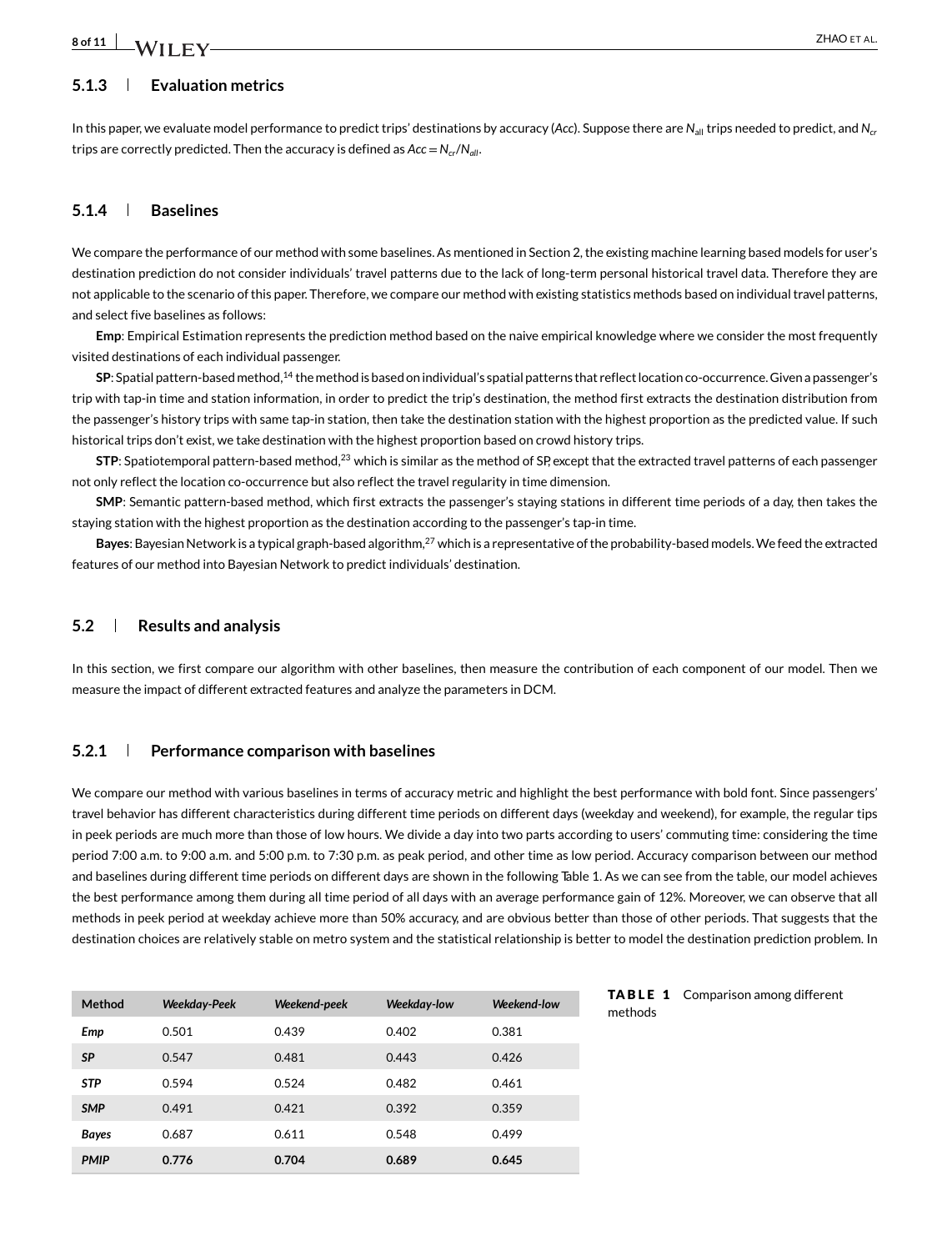### 5.1.3 Evaluation metrics

In this paper, we evaluate model performance to predict trips' destinations by accuracy (*Acc*). Suppose there are $N_{all}$ trips needed to predict, and $N_{cr}$ trips are correctly predicted. Then the accuracy is defined as $Acc = N_{cr}/N_{all}$.

### 5.1.4 Baselines

We compare the performance of our method with some baselines. As mentioned in Section 2, the existing machine learning based models for user's destination prediction do not consider individuals' travel patterns due to the lack of long-term personal historical travel data. Therefore they are not applicable to the scenario of this paper. Therefore, we compare our method with existing statistics methods based on individual travel patterns, and select five baselines as follows:

**Emp**: Empirical Estimation represents the prediction method based on the naive empirical knowledge where we consider the most frequently visited destinations of each individual passenger.

**SP**: Spatial pattern-based method,[14] the method is based on individual's spatial patterns that reflect location co-occurrence. Given a passenger's trip with tap-in time and station information, in order to predict the trip's destination, the method first extracts the destination distribution from the passenger's history trips with same tap-in station, then take the destination station with the highest proportion as the predicted value. If such historical trips don't exist, we take destination with the highest proportion based on crowd history trips.

**STP**: Spatiotemporal pattern-based method,[23] which is similar as the method of SP, except that the extracted travel patterns of each passenger not only reflect the location co-occurrence but also reflect the travel regularity in time dimension.

**SMP**: Semantic pattern-based method, which first extracts the passenger's staying stations in different time periods of a day, then takes the staying station with the highest proportion as the destination according to the passenger's tap-in time.

**Bayes**: Bayesian Network is a typical graph-based algorithm,[27] which is a representative of the probability-based models. We feed the extracted features of our method into Bayesian Network to predict individuals' destination.

## 5.2 Results and analysis

In this section, we first compare our algorithm with other baselines, then measure the contribution of each component of our model. Then we measure the impact of different extracted features and analyze the parameters in DCM.

### 5.2.1 Performance comparison with baselines

We compare our method with various baselines in terms of accuracy metric and highlight the best performance with bold font. Since passengers' travel behavior has different characteristics during different time periods on different days (weekday and weekend), for example, the regular tips in peek periods are much more than those of low hours. We divide a day into two parts according to users' commuting time: considering the time period 7:00 a.m. to 9:00 a.m. and 5:00 p.m. to 7:30 p.m. as peak period, and other time as low period. Accuracy comparison between our method and baselines during different time periods on different days are shown in the following Table 1. As we can see from the table, our model achieves the best performance among them during all time period of all days with an average performance gain of 12%. Moreover, we can observe that all methods in peek period at weekday achieve more than 50% accuracy, and are obvious better than those of other periods. That suggests that the destination choices are relatively stable on metro system and the statistical relationship is better to model the destination prediction problem. In

**TABLE 1** Comparison among different methods

| Method | *Weekday-Peek* | *Weekend-peek* | *Weekday-low* | *Weekend-low* |
|---|---|---|---|---|
| ***Emp*** | 0.501 | 0.439 | 0.402 | 0.381 |
| ***SP*** | 0.547 | 0.481 | 0.443 | 0.426 |
| ***STP*** | 0.594 | 0.524 | 0.482 | 0.461 |
| ***SMP*** | 0.491 | 0.421 | 0.392 | 0.359 |
| ***Bayes*** | 0.687 | 0.611 | 0.548 | 0.499 |
| ***PMIP*** | **0.776** | **0.704** | **0.689** | **0.645** |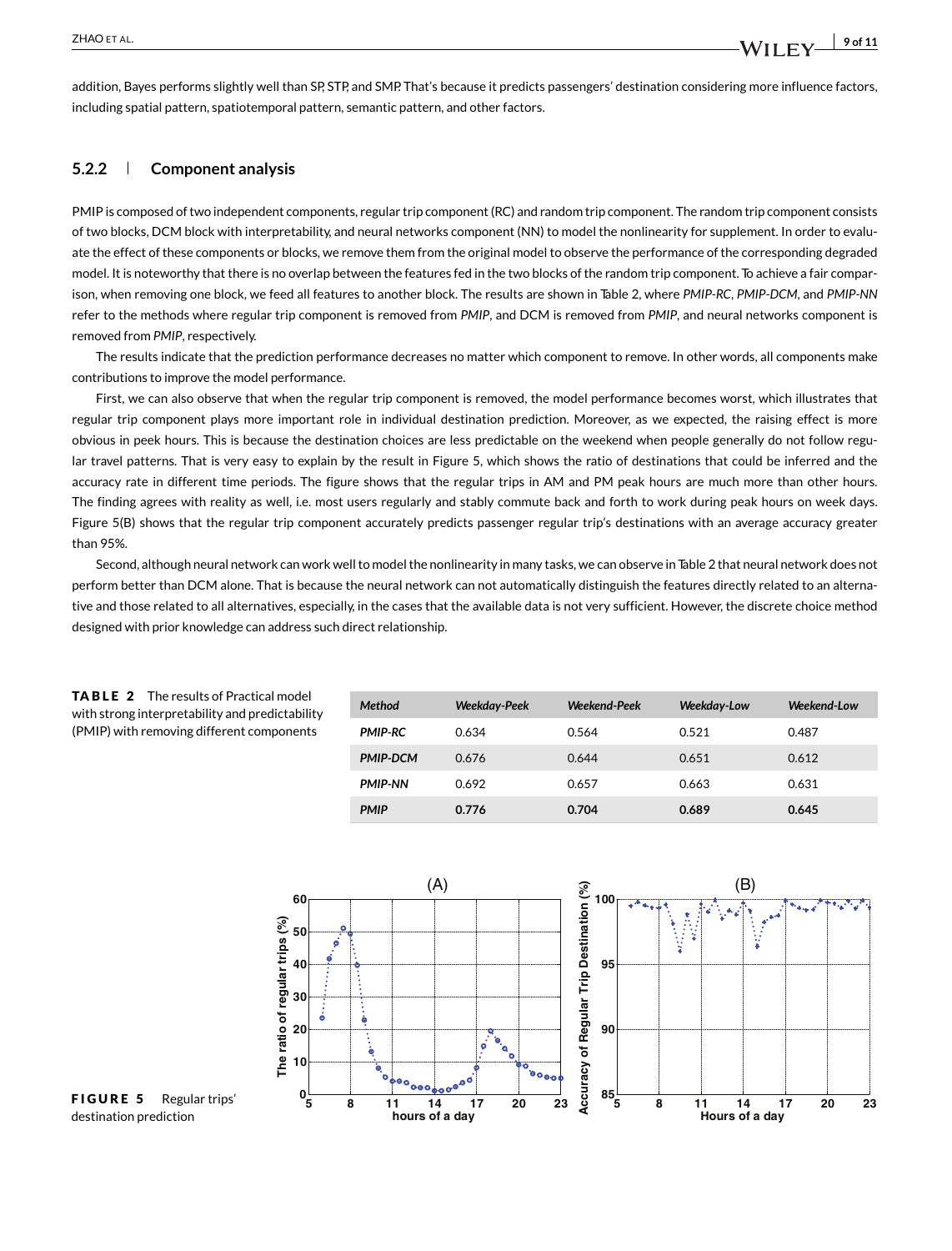addition, Bayes performs slightly well than SP, STP, and SMP. That's because it predicts passengers' destination considering more influence factors, including spatial pattern, spatiotemporal pattern, semantic pattern, and other factors.

### 5.2.2 Component analysis

PMIP is composed of two independent components, regular trip component (RC) and random trip component. The random trip component consists of two blocks, DCM block with interpretability, and neural networks component (NN) to model the nonlinearity for supplement. In order to evaluate the effect of these components or blocks, we remove them from the original model to observe the performance of the corresponding degraded model. It is noteworthy that there is no overlap between the features fed in the two blocks of the random trip component. To achieve a fair comparison, when removing one block, we feed all features to another block. The results are shown in Table 2, where *PMIP-RC*, *PMIP-DCM*, and *PMIP-NN* refer to the methods where regular trip component is removed from *PMIP*, and DCM is removed from *PMIP*, and neural networks component is removed from *PMIP*, respectively.

The results indicate that the prediction performance decreases no matter which component to remove. In other words, all components make contributions to improve the model performance.

First, we can also observe that when the regular trip component is removed, the model performance becomes worst, which illustrates that regular trip component plays more important role in individual destination prediction. Moreover, as we expected, the raising effect is more obvious in peek hours. This is because the destination choices are less predictable on the weekend when people generally do not follow regular travel patterns. That is very easy to explain by the result in Figure 5, which shows the ratio of destinations that could be inferred and the accuracy rate in different time periods. The figure shows that the regular trips in AM and PM peak hours are much more than other hours. The finding agrees with reality as well, i.e. most users regularly and stably commute back and forth to work during peak hours on week days. Figure 5(B) shows that the regular trip component accurately predicts passenger regular trip's destinations with an average accuracy greater than 95%.

Second, although neural network can work well to model the nonlinearity in many tasks, we can observe in Table 2 that neural network does not perform better than DCM alone. That is because the neural network can not automatically distinguish the features directly related to an alternative and those related to all alternatives, especially, in the cases that the available data is not very sufficient. However, the discrete choice method designed with prior knowledge can address such direct relationship.

**TABLE 2** The results of Practical model with strong interpretability and predictability (PMIP) with removing different components

| *Method* | *Weekday-Peek* | *Weekend-Peek* | *Weekday-Low* | *Weekend-Low* |
|---|---|---|---|---|
| ***PMIP-RC*** | 0.634 | 0.564 | 0.521 | 0.487 |
| ***PMIP-DCM*** | 0.676 | 0.644 | 0.651 | 0.612 |
| ***PMIP-NN*** | 0.692 | 0.657 | 0.663 | 0.631 |
| ***PMIP*** | **0.776** | **0.704** | **0.689** | **0.645** |

**FIGURE 5** Regular trips' destination prediction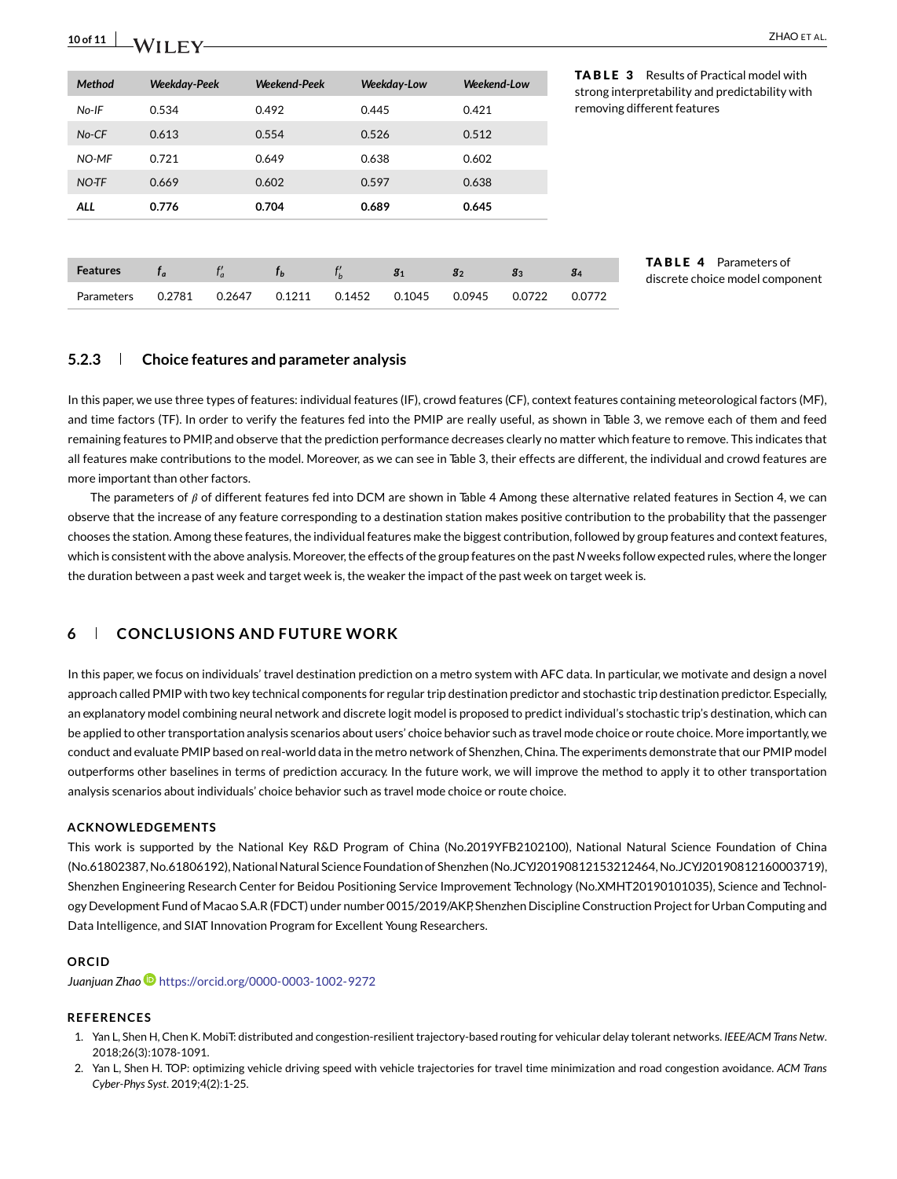| *Method* | *Weekday-Peek* | *Weekend-Peek* | *Weekday-Low* | *Weekend-Low* |
|---|---|---|---|---|
| *No-IF* | 0.534 | 0.492 | 0.445 | 0.421 |
| *No-CF* | 0.613 | 0.554 | 0.526 | 0.512 |
| *NO-MF* | 0.721 | 0.649 | 0.638 | 0.602 |
| *NO-TF* | 0.669 | 0.602 | 0.597 | 0.638 |
| ***ALL*** | **0.776** | **0.704** | **0.689** | **0.645** |

**TABLE 3** Results of Practical model with strong interpretability and predictability with removing different features

| Features | $f_a$ | $f'_a$ | $f_b$ | $f'_b$ | $g_1$ | $g_2$ | $g_3$ | $g_4$ |
|---|---|---|---|---|---|---|---|---|
| Parameters | 0.2781 | 0.2647 | 0.1211 | 0.1452 | 0.1045 | 0.0945 | 0.0722 | 0.0772 |

**TABLE 4** Parameters of discrete choice model component

### 5.2.3 Choice features and parameter analysis

In this paper, we use three types of features: individual features (IF), crowd features (CF), context features containing meteorological factors (MF), and time factors (TF). In order to verify the features fed into the PMIP are really useful, as shown in Table 3, we remove each of them and feed remaining features to PMIP, and observe that the prediction performance decreases clearly no matter which feature to remove. This indicates that all features make contributions to the model. Moreover, as we can see in Table 3, their effects are different, the individual and crowd features are more important than other factors.

The parameters of $\beta$ of different features fed into DCM are shown in Table 4 Among these alternative related features in Section 4, we can observe that the increase of any feature corresponding to a destination station makes positive contribution to the probability that the passenger chooses the station. Among these features, the individual features make the biggest contribution, followed by group features and context features, which is consistent with the above analysis. Moreover, the effects of the group features on the past *N* weeks follow expected rules, where the longer the duration between a past week and target week is, the weaker the impact of the past week on target week is.

## 6 CONCLUSIONS AND FUTURE WORK

In this paper, we focus on individuals' travel destination prediction on a metro system with AFC data. In particular, we motivate and design a novel approach called PMIP with two key technical components for regular trip destination predictor and stochastic trip destination predictor. Especially, an explanatory model combining neural network and discrete logit model is proposed to predict individual's stochastic trip's destination, which can be applied to other transportation analysis scenarios about users' choice behavior such as travel mode choice or route choice. More importantly, we conduct and evaluate PMIP based on real-world data in the metro network of Shenzhen, China. The experiments demonstrate that our PMIP model outperforms other baselines in terms of prediction accuracy. In the future work, we will improve the method to apply it to other transportation analysis scenarios about individuals' choice behavior such as travel mode choice or route choice.

#### ACKNOWLEDGEMENTS

This work is supported by the National Key R&D Program of China (No.2019YFB2102100), National Natural Science Foundation of China (No.61802387, No.61806192), National Natural Science Foundation of Shenzhen (No.JCYJ20190812153212464, No.JCYJ20190812160003719), Shenzhen Engineering Research Center for Beidou Positioning Service Improvement Technology (No.XMHT20190101035), Science and Technology Development Fund of Macao S.A.R (FDCT) under number 0015/2019/AKP, Shenzhen Discipline Construction Project for Urban Computing and Data Intelligence, and SIAT Innovation Program for Excellent Young Researchers.

#### ORCID

*Juanjuan Zhao* https://orcid.org/0000-0003-1002-9272

#### REFERENCES

1. Yan L, Shen H, Chen K. MobiT: distributed and congestion-resilient trajectory-based routing for vehicular delay tolerant networks. *IEEE/ACM Trans Netw*. 2018;26(3):1078-1091.
2. Yan L, Shen H. TOP: optimizing vehicle driving speed with vehicle trajectories for travel time minimization and road congestion avoidance. *ACM Trans Cyber-Phys Syst*. 2019;4(2):1-25.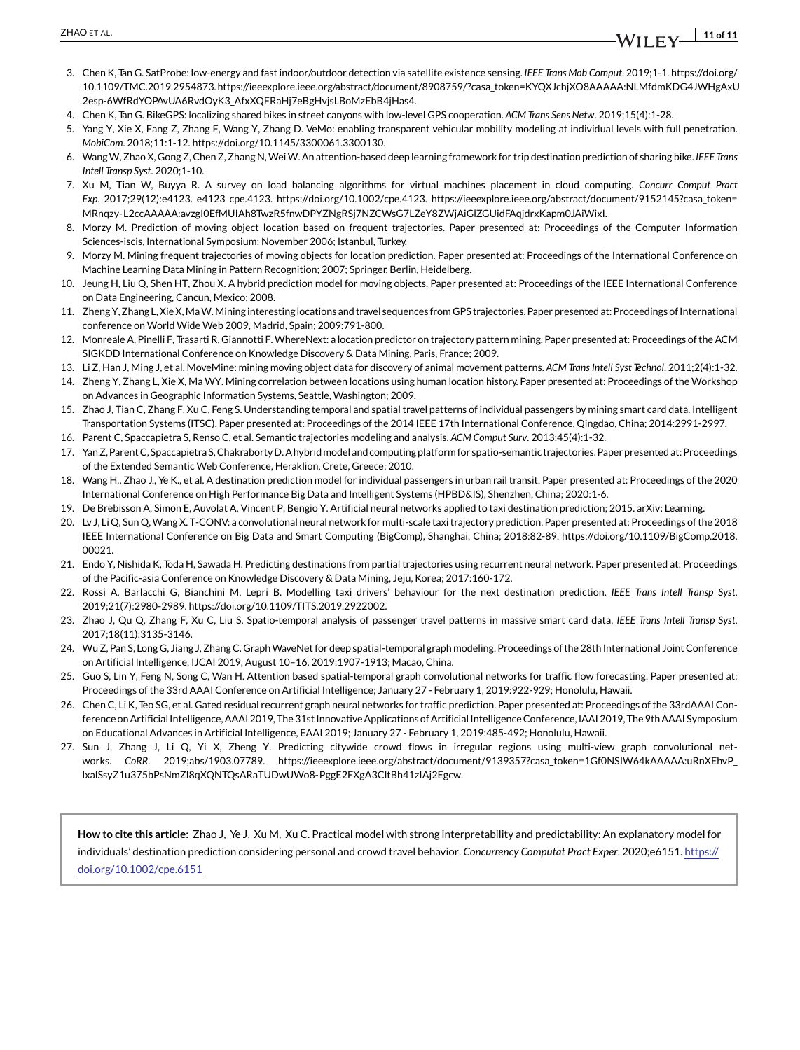3. Chen K, Tan G. SatProbe: low-energy and fast indoor/outdoor detection via satellite existence sensing. *IEEE Trans Mob Comput*. 2019;1-1. https://doi.org/10.1109/TMC.2019.2954873. https://ieeexplore.ieee.org/abstract/document/8908759/?casa_token=KYQXJchjXO8AAAAA:NLMfdmKDG4JWHgAxU2esp-6WfRdYOPAvUA6RvdOyK3_AfxXQFRaHj7eBgHvjsLBoMzEbB4jHas4.
4. Chen K, Tan G. BikeGPS: localizing shared bikes in street canyons with low-level GPS cooperation. *ACM Trans Sens Netw*. 2019;15(4):1-28.
5. Yang Y, Xie X, Fang Z, Zhang F, Wang Y, Zhang D. VeMo: enabling transparent vehicular mobility modeling at individual levels with full penetration. *MobiCom*. 2018;11:1-12. https://doi.org/10.1145/3300061.3300130.
6. Wang W, Zhao X, Gong Z, Chen Z, Zhang N, Wei W. An attention-based deep learning framework for trip destination prediction of sharing bike. *IEEE Trans Intell Transp Syst*. 2020;1-10.
7. Xu M, Tian W, Buyya R. A survey on load balancing algorithms for virtual machines placement in cloud computing. *Concurr Comput Pract Exp*. 2017;29(12):e4123. e4123 cpe.4123. https://doi.org/10.1002/cpe.4123. https://ieeexplore.ieee.org/abstract/document/9152145?casa_token=MRnqzy-L2ccAAAAA:avzgI0EfMUIAh8TwzR5fnwDPYZNgRSj7NZCWsG7LZeY8ZWjAiGlZGUidFAqjdrxKapm0JAiWixI.
8. Morzy M. Prediction of moving object location based on frequent trajectories. Paper presented at: Proceedings of the Computer Information Sciences-iscis, International Symposium; November 2006; Istanbul, Turkey.
9. Morzy M. Mining frequent trajectories of moving objects for location prediction. Paper presented at: Proceedings of the International Conference on Machine Learning Data Mining in Pattern Recognition; 2007; Springer, Berlin, Heidelberg.
10. Jeung H, Liu Q, Shen HT, Zhou X. A hybrid prediction model for moving objects. Paper presented at: Proceedings of the IEEE International Conference on Data Engineering, Cancun, Mexico; 2008.
11. Zheng Y, Zhang L, Xie X, Ma W. Mining interesting locations and travel sequences from GPS trajectories. Paper presented at: Proceedings of International conference on World Wide Web 2009, Madrid, Spain; 2009:791-800.
12. Monreale A, Pinelli F, Trasarti R, Giannotti F. WhereNext: a location predictor on trajectory pattern mining. Paper presented at: Proceedings of the ACM SIGKDD International Conference on Knowledge Discovery & Data Mining, Paris, France; 2009.
13. Li Z, Han J, Ming J, et al. MoveMine: mining moving object data for discovery of animal movement patterns. *ACM Trans Intell Syst Technol*. 2011;2(4):1-32.
14. Zheng Y, Zhang L, Xie X, Ma WY. Mining correlation between locations using human location history. Paper presented at: Proceedings of the Workshop on Advances in Geographic Information Systems, Seattle, Washington; 2009.
15. Zhao J, Tian C, Zhang F, Xu C, Feng S. Understanding temporal and spatial travel patterns of individual passengers by mining smart card data. Intelligent Transportation Systems (ITSC). Paper presented at: Proceedings of the 2014 IEEE 17th International Conference, Qingdao, China; 2014:2991-2997.
16. Parent C, Spaccapietra S, Renso C, et al. Semantic trajectories modeling and analysis. *ACM Comput Surv*. 2013;45(4):1-32.
17. Yan Z, Parent C, Spaccapietra S, Chakraborty D. A hybrid model and computing platform for spatio-semantic trajectories. Paper presented at: Proceedings of the Extended Semantic Web Conference, Heraklion, Crete, Greece; 2010.
18. Wang H., Zhao J., Ye K., et al. A destination prediction model for individual passengers in urban rail transit. Paper presented at: Proceedings of the 2020 International Conference on High Performance Big Data and Intelligent Systems (HPBD&IS), Shenzhen, China; 2020:1-6.
19. De Brebisson A, Simon E, Auvolat A, Vincent P, Bengio Y. Artificial neural networks applied to taxi destination prediction; 2015. arXiv: Learning.
20. Lv J, Li Q, Sun Q, Wang X. T-CONV: a convolutional neural network for multi-scale taxi trajectory prediction. Paper presented at: Proceedings of the 2018 IEEE International Conference on Big Data and Smart Computing (BigComp), Shanghai, China; 2018:82-89. https://doi.org/10.1109/BigComp.2018.00021.
21. Endo Y, Nishida K, Toda H, Sawada H. Predicting destinations from partial trajectories using recurrent neural network. Paper presented at: Proceedings of the Pacific-asia Conference on Knowledge Discovery & Data Mining, Jeju, Korea; 2017:160-172.
22. Rossi A, Barlacchi G, Bianchini M, Lepri B. Modelling taxi drivers' behaviour for the next destination prediction. *IEEE Trans Intell Transp Syst*. 2019;21(7):2980-2989. https://doi.org/10.1109/TITS.2019.2922002.
23. Zhao J, Qu Q, Zhang F, Xu C, Liu S. Spatio-temporal analysis of passenger travel patterns in massive smart card data. *IEEE Trans Intell Transp Syst*. 2017;18(11):3135-3146.
24. Wu Z, Pan S, Long G, Jiang J, Zhang C. Graph WaveNet for deep spatial-temporal graph modeling. Proceedings of the 28th International Joint Conference on Artificial Intelligence, IJCAI 2019, August 10–16, 2019:1907-1913; Macao, China.
25. Guo S, Lin Y, Feng N, Song C, Wan H. Attention based spatial-temporal graph convolutional networks for traffic flow forecasting. Paper presented at: Proceedings of the 33rd AAAI Conference on Artificial Intelligence; January 27 - February 1, 2019:922-929; Honolulu, Hawaii.
26. Chen C, Li K, Teo SG, et al. Gated residual recurrent graph neural networks for traffic prediction. Paper presented at: Proceedings of the 33rdAAAI Conference on Artificial Intelligence, AAAI 2019, The 31st Innovative Applications of Artificial Intelligence Conference, IAAI 2019, The 9th AAAI Symposium on Educational Advances in Artificial Intelligence, EAAI 2019; January 27 - February 1, 2019:485-492; Honolulu, Hawaii.
27. Sun J, Zhang J, Li Q, Yi X, Zheng Y. Predicting citywide crowd flows in irregular regions using multi-view graph convolutional networks. *CoRR*. 2019;abs/1903.07789. https://ieeexplore.ieee.org/abstract/document/9139357?casa_token=1Gf0NSIW64kAAAAA:uRnXEhvP_IxalSsyZ1u375bPsNmZl8qXQNTQsARaTUDwUWo8-PggE2FXgA3CltBh41zIAj2Egcw.

**How to cite this article:** Zhao J, Ye J, Xu M, Xu C. Practical model with strong interpretability and predictability: An explanatory model for individuals' destination prediction considering personal and crowd travel behavior. *Concurrency Computat Pract Exper*. 2020;e6151. https://doi.org/10.1002/cpe.6151